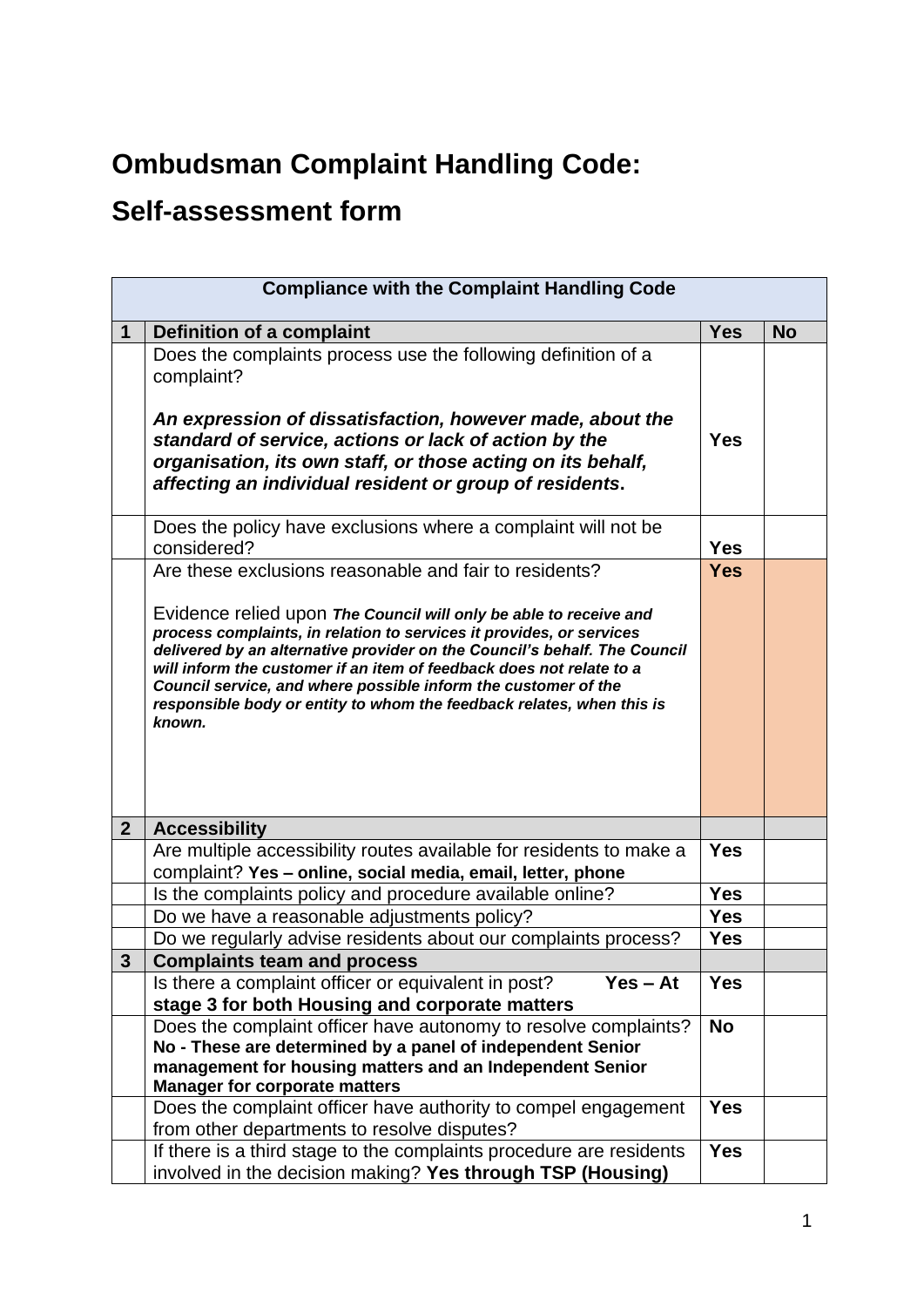# Ombudsman Complaint Handling Code:

# Self-assessment form

| Compliance with the Complaint Handling Code | | | |
|---|---|---|---|
| **1** | **Definition of a complaint** | **Yes** | **No** |
| | Does the complaints process use the following definition of a complaint?<br><br>***An expression of dissatisfaction, however made, about the standard of service, actions or lack of action by the organisation, its own staff, or those acting on its behalf, affecting an individual resident or group of residents.*** | **Yes** | |
| | Does the policy have exclusions where a complaint will not be considered? | **Yes** | |
| | Are these exclusions reasonable and fair to residents?<br><br>Evidence relied upon ***The Council will only be able to receive and process complaints, in relation to services it provides, or services delivered by an alternative provider on the Council's behalf. The Council will inform the customer if an item of feedback does not relate to a Council service, and where possible inform the customer of the responsible body or entity to whom the feedback relates, when this is known.*** | **Yes** | |
| **2** | **Accessibility** | | |
| | Are multiple accessibility routes available for residents to make a complaint? **Yes – online, social media, email, letter, phone** | **Yes** | |
| | Is the complaints policy and procedure available online? | **Yes** | |
| | Do we have a reasonable adjustments policy? | **Yes** | |
| | Do we regularly advise residents about our complaints process? | **Yes** | |
| **3** | **Complaints team and process** | | |
| | Is there a complaint officer or equivalent in post? **Yes – At stage 3 for both Housing and corporate matters** | **Yes** | |
| | Does the complaint officer have autonomy to resolve complaints? **No - These are determined by a panel of independent Senior management for housing matters and an Independent Senior Manager for corporate matters** | **No** | |
| | Does the complaint officer have authority to compel engagement from other departments to resolve disputes? | **Yes** | |
| | If there is a third stage to the complaints procedure are residents involved in the decision making? **Yes through TSP (Housing)** | **Yes** | |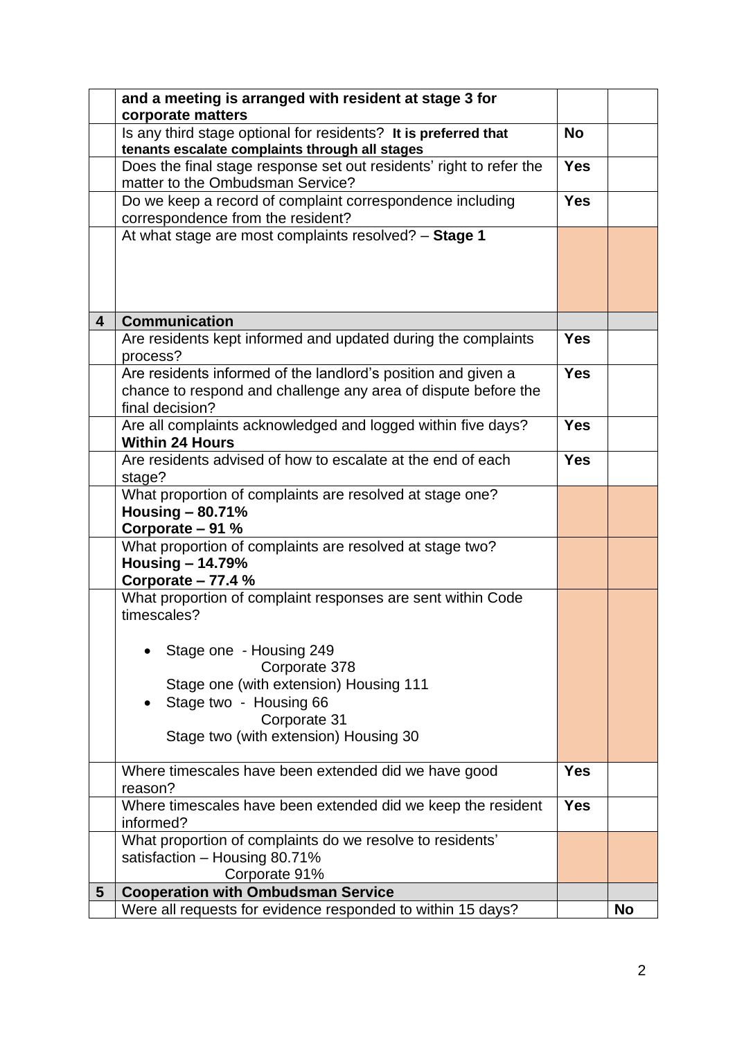| | | | |
|---|---|---|---|
| | **and a meeting is arranged with resident at stage 3 for corporate matters** | | |
| | Is any third stage optional for residents? **It is preferred that tenants escalate complaints through all stages** | **No** | |
| | Does the final stage response set out residents' right to refer the matter to the Ombudsman Service? | **Yes** | |
| | Do we keep a record of complaint correspondence including correspondence from the resident? | **Yes** | |
| | At what stage are most complaints resolved? – **Stage 1** | | |
| **4** | **Communication** | | |
| | Are residents kept informed and updated during the complaints process? | **Yes** | |
| | Are residents informed of the landlord's position and given a chance to respond and challenge any area of dispute before the final decision? | **Yes** | |
| | Are all complaints acknowledged and logged within five days? **Within 24 Hours** | **Yes** | |
| | Are residents advised of how to escalate at the end of each stage? | **Yes** | |
| | What proportion of complaints are resolved at stage one? **Housing – 80.71%** **Corporate – 91 %** | | |
| | What proportion of complaints are resolved at stage two? **Housing – 14.79%** **Corporate – 77.4 %** | | |
| | What proportion of complaint responses are sent within Code timescales?<br>• Stage one - Housing 249<br>Corporate 378<br>Stage one (with extension) Housing 111<br>• Stage two - Housing 66<br>Corporate 31<br>Stage two (with extension) Housing 30 | | |
| | Where timescales have been extended did we have good reason? | **Yes** | |
| | Where timescales have been extended did we keep the resident informed? | **Yes** | |
| | What proportion of complaints do we resolve to residents' satisfaction – Housing 80.71%<br>Corporate 91% | | |
| **5** | **Cooperation with Ombudsman Service** | | |
| | Were all requests for evidence responded to within 15 days? | | **No** |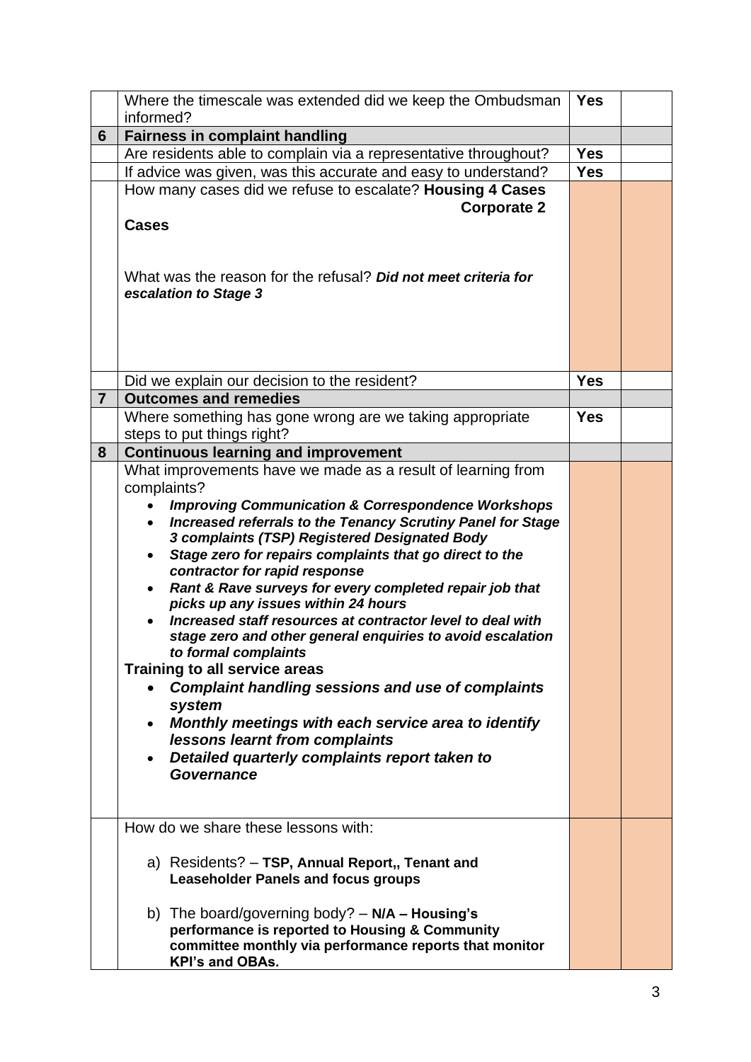| | | | |
|---|---|---|---|
| | Where the timescale was extended did we keep the Ombudsman informed? | **Yes** | |
| **6** | **Fairness in complaint handling** | | |
| | Are residents able to complain via a representative throughout? | **Yes** | |
| | If advice was given, was this accurate and easy to understand? | **Yes** | |
| | How many cases did we refuse to escalate? **Housing 4 Cases Corporate 2 Cases**<br><br>What was the reason for the refusal? ***Did not meet criteria for escalation to Stage 3*** | | |
| | Did we explain our decision to the resident? | **Yes** | |
| **7** | **Outcomes and remedies** | | |
| | Where something has gone wrong are we taking appropriate steps to put things right? | **Yes** | |
| **8** | **Continuous learning and improvement** | | |
| | What improvements have we made as a result of learning from complaints?<br>• ***Improving Communication & Correspondence Workshops***<br>• ***Increased referrals to the Tenancy Scrutiny Panel for Stage 3 complaints (TSP) Registered Designated Body***<br>• ***Stage zero for repairs complaints that go direct to the contractor for rapid response***<br>• ***Rant & Rave surveys for every completed repair job that picks up any issues within 24 hours***<br>• ***Increased staff resources at contractor level to deal with stage zero and other general enquiries to avoid escalation to formal complaints***<br>**Training to all service areas**<br>• ***Complaint handling sessions and use of complaints system***<br>• ***Monthly meetings with each service area to identify lessons learnt from complaints***<br>• ***Detailed quarterly complaints report taken to Governance*** | | |
| | How do we share these lessons with:<br><br>a) Residents? – **TSP, Annual Report,, Tenant and Leaseholder Panels and focus groups**<br><br>b) The board/governing body? – **N/A – Housing's performance is reported to Housing & Community committee monthly via performance reports that monitor KPI's and OBAs.** | | |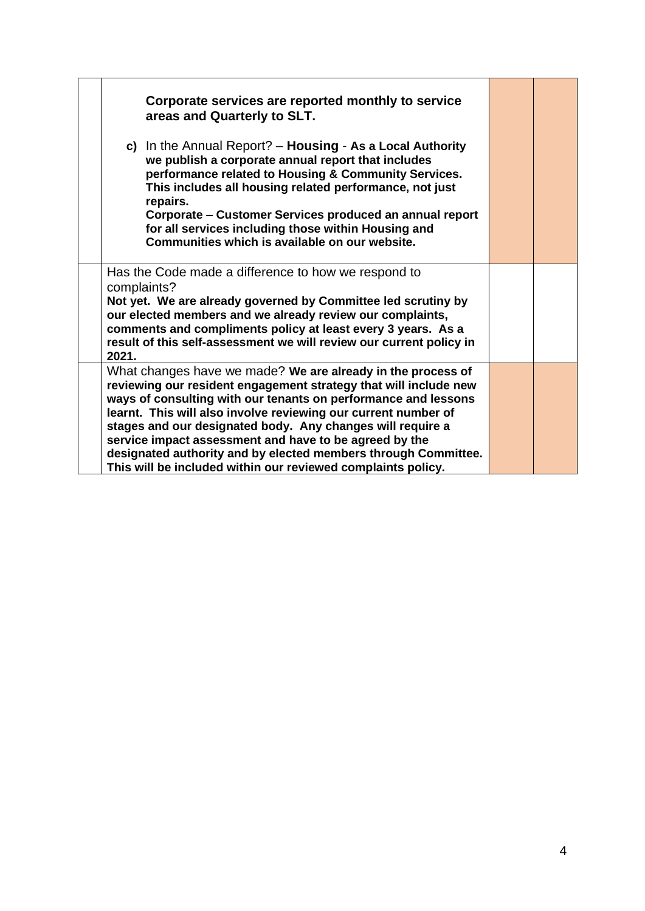| | | | |
|---|---|---|---|
| | **Corporate services are reported monthly to service areas and Quarterly to SLT.**<br><br>**c)** In the Annual Report? – **Housing** - **As a Local Authority we publish a corporate annual report that includes performance related to Housing & Community Services. This includes all housing related performance, not just repairs.**<br>**Corporate – Customer Services produced an annual report for all services including those within Housing and Communities which is available on our website.** | | |
| | Has the Code made a difference to how we respond to complaints?<br>**Not yet. We are already governed by Committee led scrutiny by our elected members and we already review our complaints, comments and compliments policy at least every 3 years. As a result of this self-assessment we will review our current policy in 2021.** | | |
| | What changes have we made? **We are already in the process of reviewing our resident engagement strategy that will include new ways of consulting with our tenants on performance and lessons learnt. This will also involve reviewing our current number of stages and our designated body. Any changes will require a service impact assessment and have to be agreed by the designated authority and by elected members through Committee. This will be included within our reviewed complaints policy.** | | |